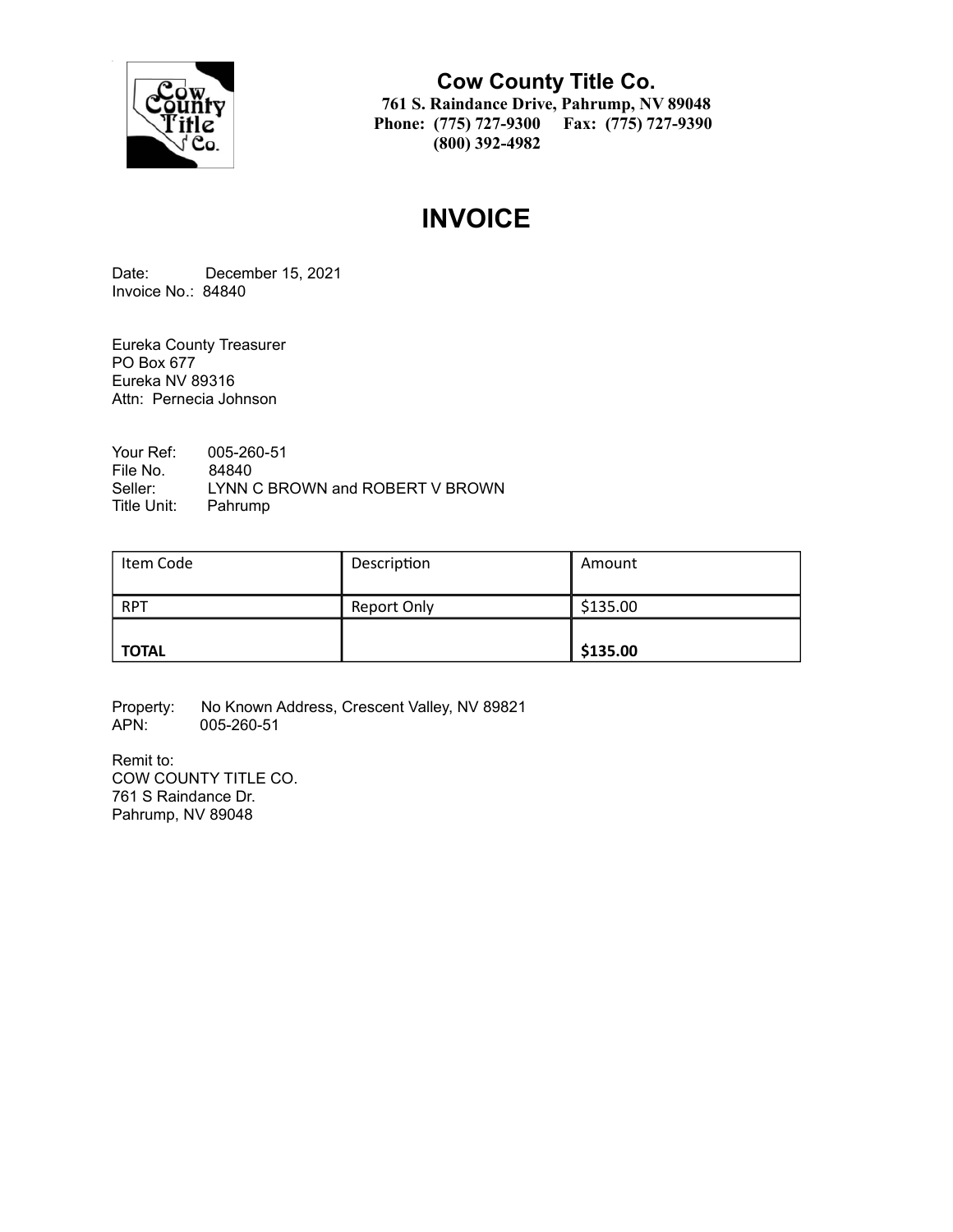**Cow County Title Co.**
**761 S. Raindance Drive, Pahrump, NV 89048**
**Phone: (775) 727-9300 Fax: (775) 727-9390**
**(800) 392-4982**

# INVOICE

Date: December 15, 2021
Invoice No.: 84840

Eureka County Treasurer
PO Box 677
Eureka NV 89316
Attn: Pernecia Johnson

Your Ref: 005-260-51
File No. 84840
Seller: LYNN C BROWN and ROBERT V BROWN
Title Unit: Pahrump

| Item Code | Description | Amount |
|---|---|---|
| RPT | Report Only | $135.00 |
| **TOTAL** | | **$135.00** |

Property: No Known Address, Crescent Valley, NV 89821
APN: 005-260-51

Remit to:
COW COUNTY TITLE CO.
761 S Raindance Dr.
Pahrump, NV 89048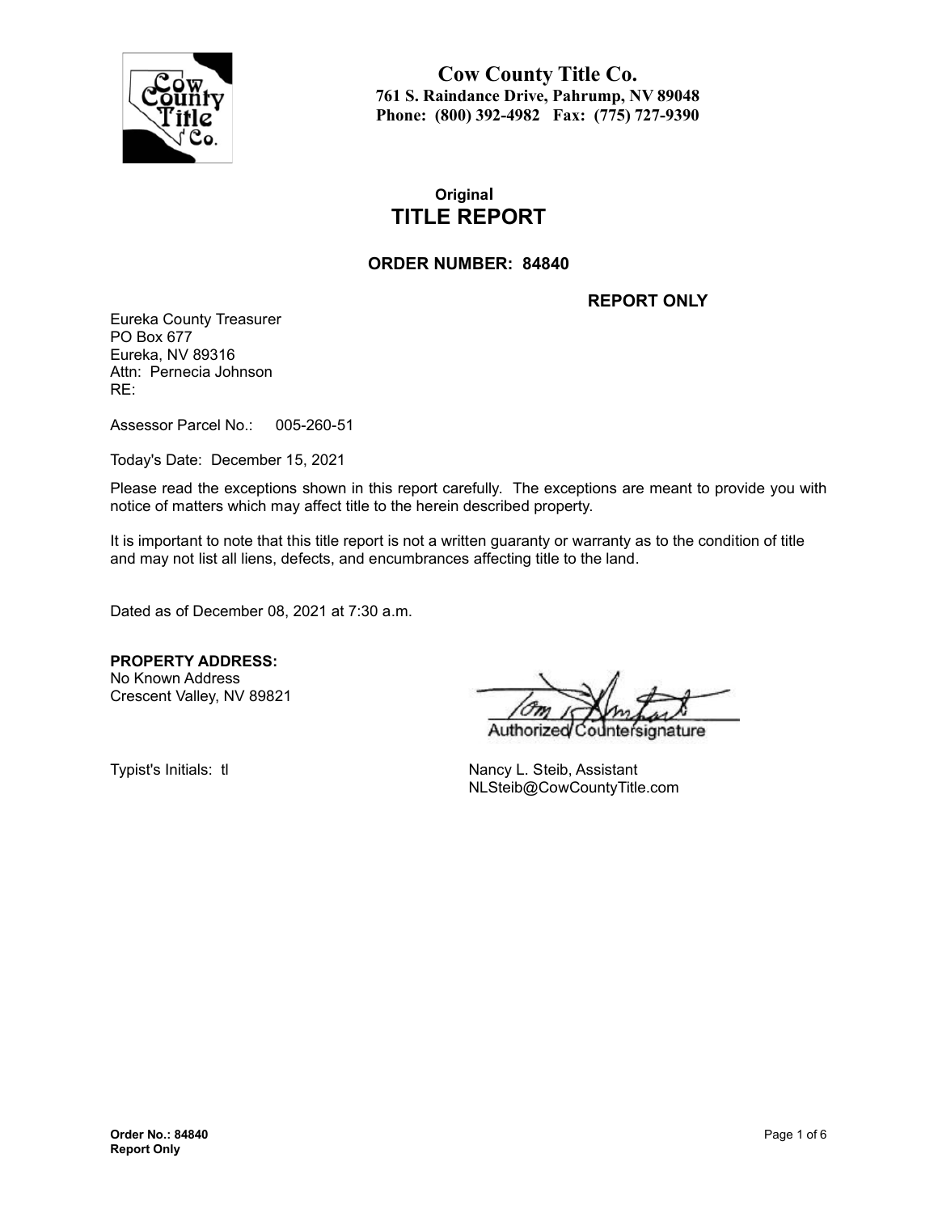**Cow County Title Co.**
**761 S. Raindance Drive, Pahrump, NV 89048**
**Phone: (800) 392-4982 Fax: (775) 727-9390**

**Original**
# TITLE REPORT

## ORDER NUMBER: 84840

**REPORT ONLY**

Eureka County Treasurer
PO Box 677
Eureka, NV 89316
Attn: Pernecia Johnson
RE:

Assessor Parcel No.: 005-260-51

Today's Date: December 15, 2021

Please read the exceptions shown in this report carefully. The exceptions are meant to provide you with notice of matters which may affect title to the herein described property.

It is important to note that this title report is not a written guaranty or warranty as to the condition of title and may not list all liens, defects, and encumbrances affecting title to the land.

Dated as of December 08, 2021 at 7:30 a.m.

**PROPERTY ADDRESS:**
No Known Address
Crescent Valley, NV 89821

Authorized Countersignature

Typist's Initials: tl

Nancy L. Steib, Assistant
NLSteib@CowCountyTitle.com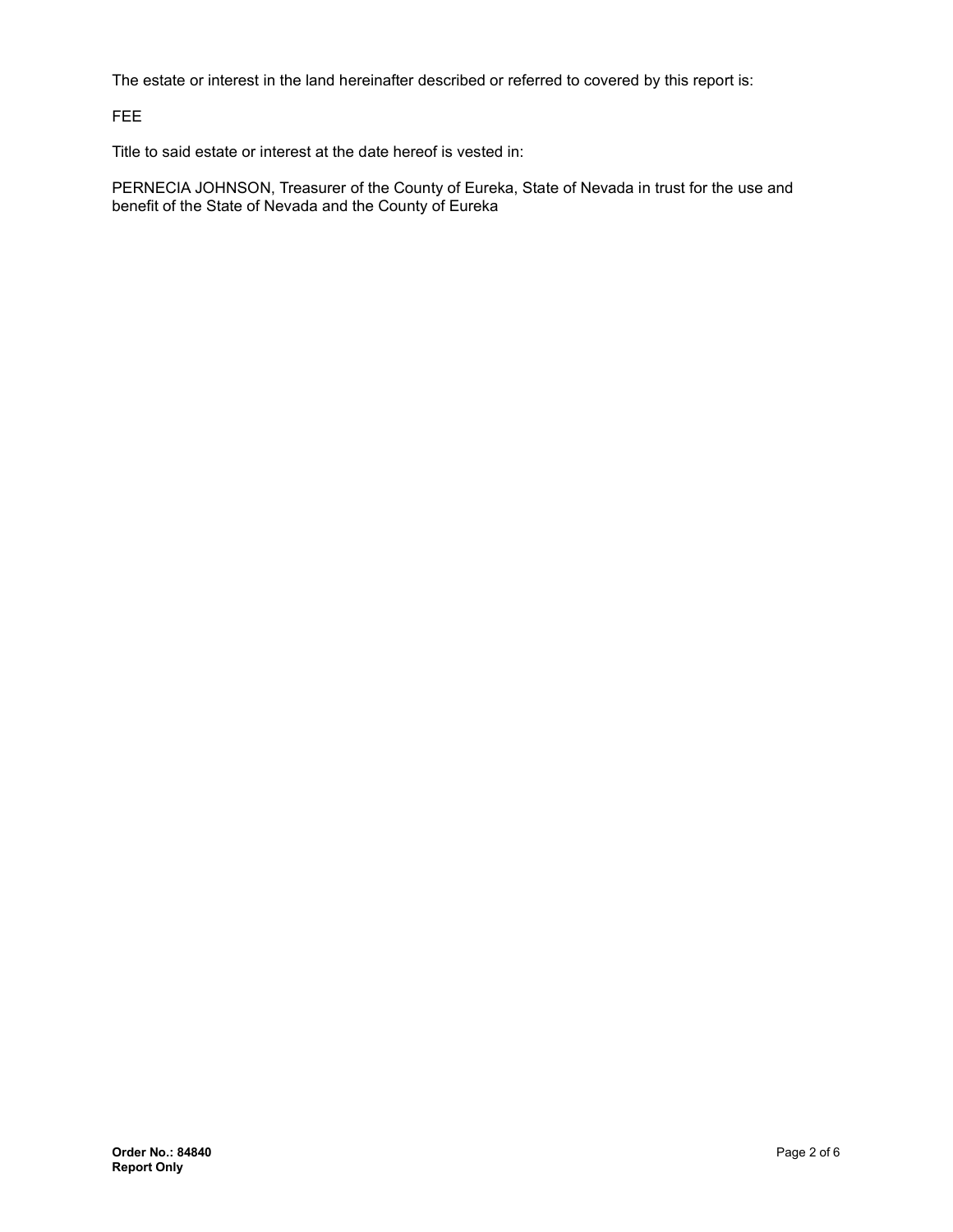The estate or interest in the land hereinafter described or referred to covered by this report is:

FEE

Title to said estate or interest at the date hereof is vested in:

PERNECIA JOHNSON, Treasurer of the County of Eureka, State of Nevada in trust for the use and benefit of the State of Nevada and the County of Eureka

**Order No.: 84840**
**Report Only**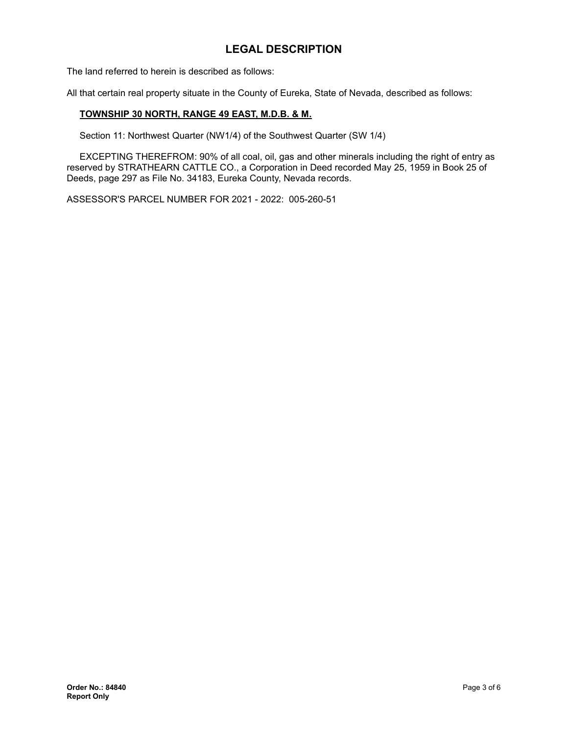## LEGAL DESCRIPTION

The land referred to herein is described as follows:

All that certain real property situate in the County of Eureka, State of Nevada, described as follows:

**TOWNSHIP 30 NORTH, RANGE 49 EAST, M.D.B. & M.**

Section 11: Northwest Quarter (NW1/4) of the Southwest Quarter (SW 1/4)

EXCEPTING THEREFROM: 90% of all coal, oil, gas and other minerals including the right of entry as reserved by STRATHEARN CATTLE CO., a Corporation in Deed recorded May 25, 1959 in Book 25 of Deeds, page 297 as File No. 34183, Eureka County, Nevada records.

ASSESSOR'S PARCEL NUMBER FOR 2021 - 2022: 005-260-51

**Order No.: 84840**
**Report Only**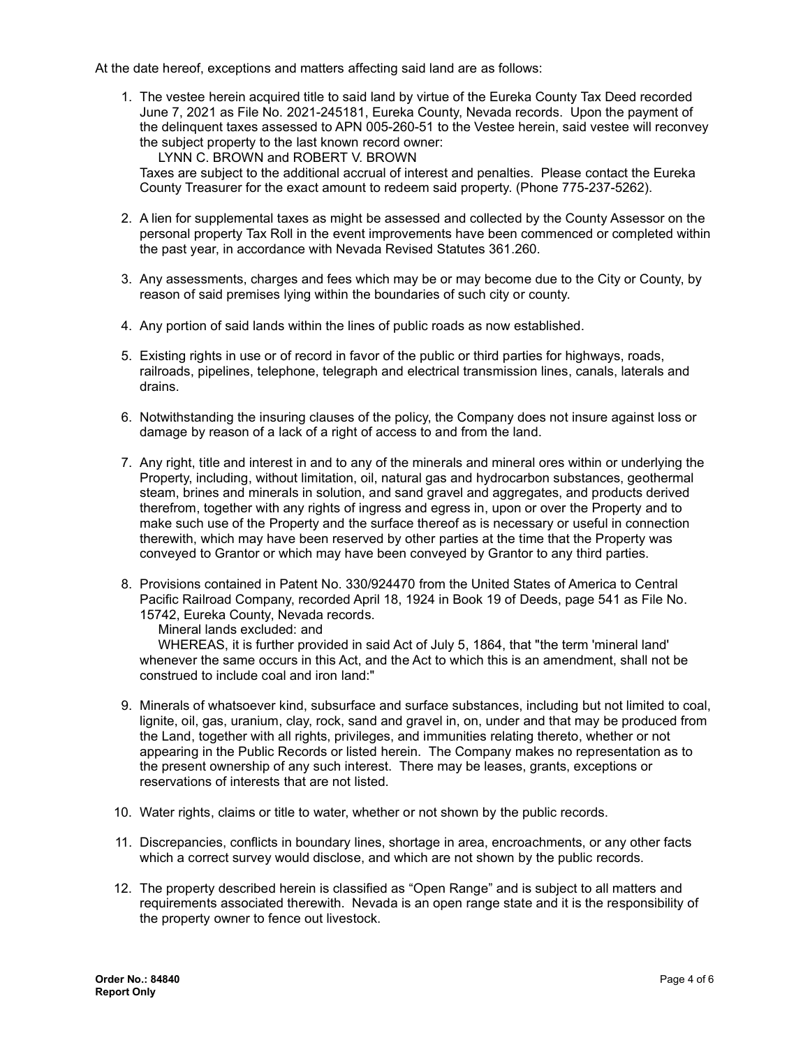At the date hereof, exceptions and matters affecting said land are as follows:

1. The vestee herein acquired title to said land by virtue of the Eureka County Tax Deed recorded June 7, 2021 as File No. 2021-245181, Eureka County, Nevada records. Upon the payment of the delinquent taxes assessed to APN 005-260-51 to the Vestee herein, said vestee will reconvey the subject property to the last known record owner:
   LYNN C. BROWN and ROBERT V. BROWN
   Taxes are subject to the additional accrual of interest and penalties. Please contact the Eureka County Treasurer for the exact amount to redeem said property. (Phone 775-237-5262).

2. A lien for supplemental taxes as might be assessed and collected by the County Assessor on the personal property Tax Roll in the event improvements have been commenced or completed within the past year, in accordance with Nevada Revised Statutes 361.260.

3. Any assessments, charges and fees which may be or may become due to the City or County, by reason of said premises lying within the boundaries of such city or county.

4. Any portion of said lands within the lines of public roads as now established.

5. Existing rights in use or of record in favor of the public or third parties for highways, roads, railroads, pipelines, telephone, telegraph and electrical transmission lines, canals, laterals and drains.

6. Notwithstanding the insuring clauses of the policy, the Company does not insure against loss or damage by reason of a lack of a right of access to and from the land.

7. Any right, title and interest in and to any of the minerals and mineral ores within or underlying the Property, including, without limitation, oil, natural gas and hydrocarbon substances, geothermal steam, brines and minerals in solution, and sand gravel and aggregates, and products derived therefrom, together with any rights of ingress and egress in, upon or over the Property and to make such use of the Property and the surface thereof as is necessary or useful in connection therewith, which may have been reserved by other parties at the time that the Property was conveyed to Grantor or which may have been conveyed by Grantor to any third parties.

8. Provisions contained in Patent No. 330/924470 from the United States of America to Central Pacific Railroad Company, recorded April 18, 1924 in Book 19 of Deeds, page 541 as File No. 15742, Eureka County, Nevada records.
   Mineral lands excluded: and
   WHEREAS, it is further provided in said Act of July 5, 1864, that "the term 'mineral land' whenever the same occurs in this Act, and the Act to which this is an amendment, shall not be construed to include coal and iron land:"

9. Minerals of whatsoever kind, subsurface and surface substances, including but not limited to coal, lignite, oil, gas, uranium, clay, rock, sand and gravel in, on, under and that may be produced from the Land, together with all rights, privileges, and immunities relating thereto, whether or not appearing in the Public Records or listed herein. The Company makes no representation as to the present ownership of any such interest. There may be leases, grants, exceptions or reservations of interests that are not listed.

10. Water rights, claims or title to water, whether or not shown by the public records.

11. Discrepancies, conflicts in boundary lines, shortage in area, encroachments, or any other facts which a correct survey would disclose, and which are not shown by the public records.

12. The property described herein is classified as "Open Range" and is subject to all matters and requirements associated therewith. Nevada is an open range state and it is the responsibility of the property owner to fence out livestock.

**Order No.: 84840**
**Report Only**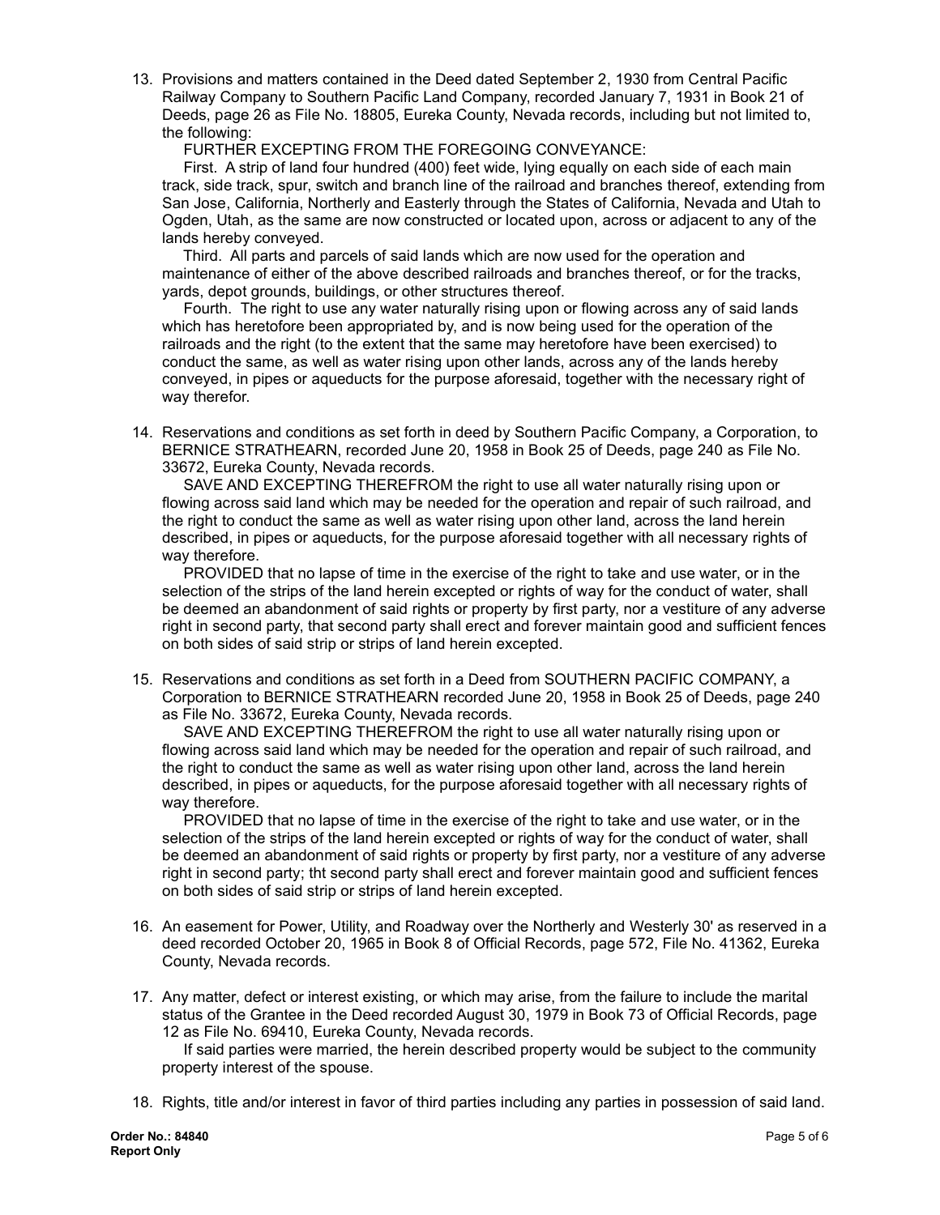13. Provisions and matters contained in the Deed dated September 2, 1930 from Central Pacific Railway Company to Southern Pacific Land Company, recorded January 7, 1931 in Book 21 of Deeds, page 26 as File No. 18805, Eureka County, Nevada records, including but not limited to, the following:

    FURTHER EXCEPTING FROM THE FOREGOING CONVEYANCE:

    First. A strip of land four hundred (400) feet wide, lying equally on each side of each main track, side track, spur, switch and branch line of the railroad and branches thereof, extending from San Jose, California, Northerly and Easterly through the States of California, Nevada and Utah to Ogden, Utah, as the same are now constructed or located upon, across or adjacent to any of the lands hereby conveyed.

    Third. All parts and parcels of said lands which are now used for the operation and maintenance of either of the above described railroads and branches thereof, or for the tracks, yards, depot grounds, buildings, or other structures thereof.

    Fourth. The right to use any water naturally rising upon or flowing across any of said lands which has heretofore been appropriated by, and is now being used for the operation of the railroads and the right (to the extent that the same may heretofore have been exercised) to conduct the same, as well as water rising upon other lands, across any of the lands hereby conveyed, in pipes or aqueducts for the purpose aforesaid, together with the necessary right of way therefor.

14. Reservations and conditions as set forth in deed by Southern Pacific Company, a Corporation, to BERNICE STRATHEARN, recorded June 20, 1958 in Book 25 of Deeds, page 240 as File No. 33672, Eureka County, Nevada records.

    SAVE AND EXCEPTING THEREFROM the right to use all water naturally rising upon or flowing across said land which may be needed for the operation and repair of such railroad, and the right to conduct the same as well as water rising upon other land, across the land herein described, in pipes or aqueducts, for the purpose aforesaid together with all necessary rights of way therefore.

    PROVIDED that no lapse of time in the exercise of the right to take and use water, or in the selection of the strips of the land herein excepted or rights of way for the conduct of water, shall be deemed an abandonment of said rights or property by first party, nor a vestiture of any adverse right in second party, that second party shall erect and forever maintain good and sufficient fences on both sides of said strip or strips of land herein excepted.

15. Reservations and conditions as set forth in a Deed from SOUTHERN PACIFIC COMPANY, a Corporation to BERNICE STRATHEARN recorded June 20, 1958 in Book 25 of Deeds, page 240 as File No. 33672, Eureka County, Nevada records.

    SAVE AND EXCEPTING THEREFROM the right to use all water naturally rising upon or flowing across said land which may be needed for the operation and repair of such railroad, and the right to conduct the same as well as water rising upon other land, across the land herein described, in pipes or aqueducts, for the purpose aforesaid together with all necessary rights of way therefore.

    PROVIDED that no lapse of time in the exercise of the right to take and use water, or in the selection of the strips of the land herein excepted or rights of way for the conduct of water, shall be deemed an abandonment of said rights or property by first party, nor a vestiture of any adverse right in second party; tht second party shall erect and forever maintain good and sufficient fences on both sides of said strip or strips of land herein excepted.

16. An easement for Power, Utility, and Roadway over the Northerly and Westerly 30' as reserved in a deed recorded October 20, 1965 in Book 8 of Official Records, page 572, File No. 41362, Eureka County, Nevada records.

17. Any matter, defect or interest existing, or which may arise, from the failure to include the marital status of the Grantee in the Deed recorded August 30, 1979 in Book 73 of Official Records, page 12 as File No. 69410, Eureka County, Nevada records.

    If said parties were married, the herein described property would be subject to the community property interest of the spouse.

18. Rights, title and/or interest in favor of third parties including any parties in possession of said land.

**Order No.: 84840**
**Report Only**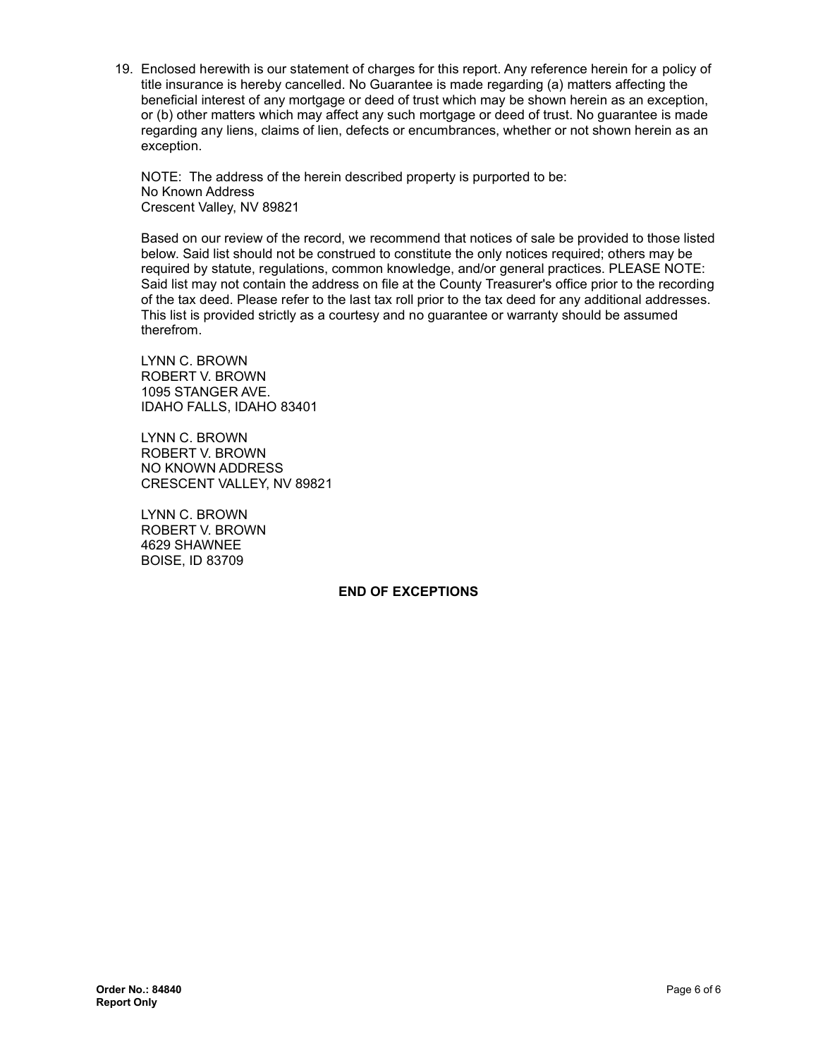19. Enclosed herewith is our statement of charges for this report. Any reference herein for a policy of title insurance is hereby cancelled. No Guarantee is made regarding (a) matters affecting the beneficial interest of any mortgage or deed of trust which may be shown herein as an exception, or (b) other matters which may affect any such mortgage or deed of trust. No guarantee is made regarding any liens, claims of lien, defects or encumbrances, whether or not shown herein as an exception.

    NOTE: The address of the herein described property is purported to be:
    No Known Address
    Crescent Valley, NV 89821

    Based on our review of the record, we recommend that notices of sale be provided to those listed below. Said list should not be construed to constitute the only notices required; others may be required by statute, regulations, common knowledge, and/or general practices. PLEASE NOTE: Said list may not contain the address on file at the County Treasurer's office prior to the recording of the tax deed. Please refer to the last tax roll prior to the tax deed for any additional addresses. This list is provided strictly as a courtesy and no guarantee or warranty should be assumed therefrom.

    LYNN C. BROWN
    ROBERT V. BROWN
    1095 STANGER AVE.
    IDAHO FALLS, IDAHO 83401

    LYNN C. BROWN
    ROBERT V. BROWN
    NO KNOWN ADDRESS
    CRESCENT VALLEY, NV 89821

    LYNN C. BROWN
    ROBERT V. BROWN
    4629 SHAWNEE
    BOISE, ID 83709

**END OF EXCEPTIONS**

**Order No.: 84840**
**Report Only**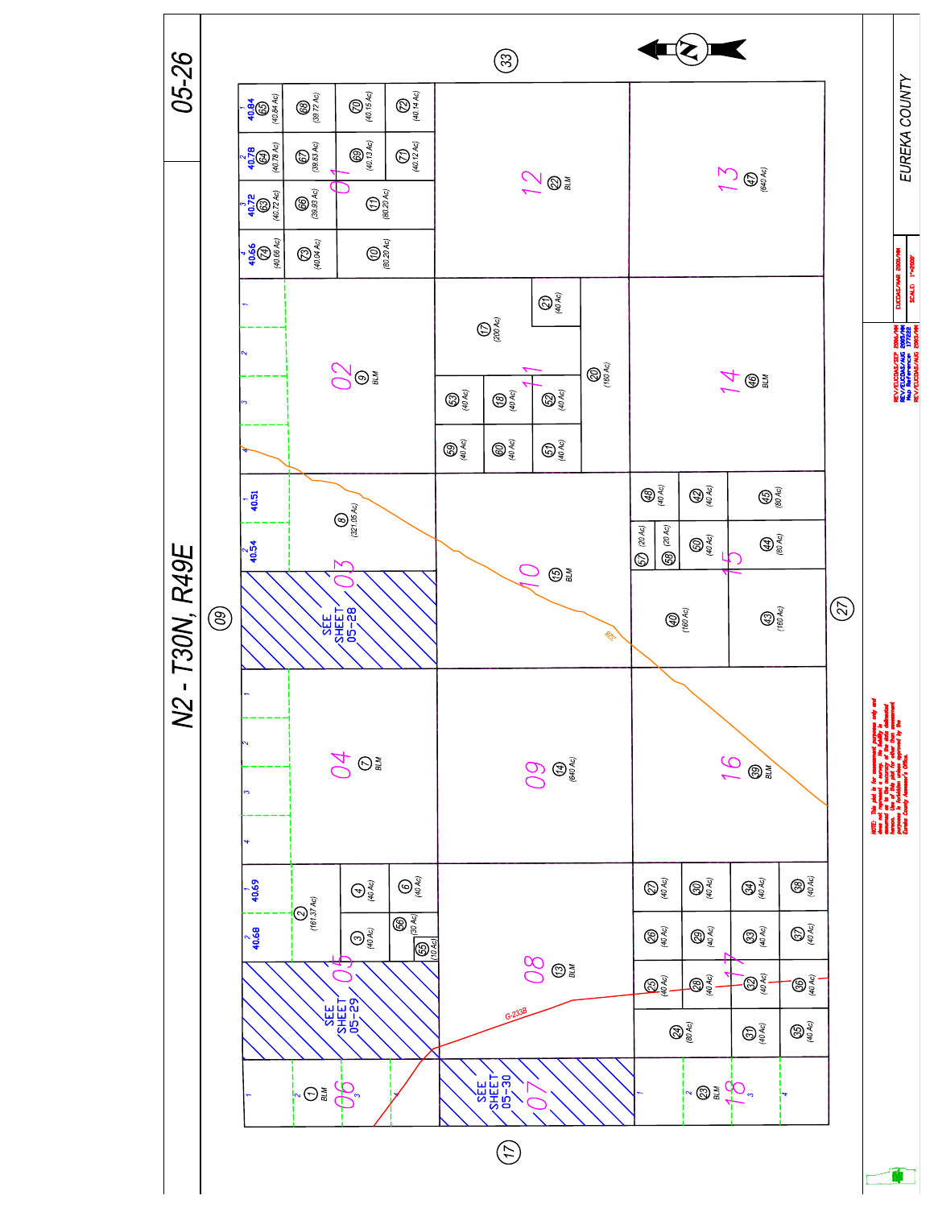# 05-26

## N2 - T30N, R49E

EUREKA COUNTY

NOTE: This plat is for assessment purposes only and does not represent a survey. No liability is assumed as to the accuracy of the data delineated hereon. Use of this plat for other than assessment purposes is forbidden unless approved by the Eureka County Assessor's Office.

EUCDAS/MAR 2000/MH
SCALE 1"=2000'

REV/EUCDAS/SEP 2006/MH
REV/EUCDAS/AUG 2005/MH
Map Reference 177222
REV/EUCDAS/AUG 2003/MH

Section 01: Lot 1 40.84 (65) (40.84 Ac); Lot 2 40.78 (64) (40.78 Ac); Lot 3 40.72 (63) (40.72 Ac); Lot 4 40.66 (74) (40.66 Ac); (68) (39.72 Ac); (67) (39.83 Ac); (66) (39.93 Ac); (73) (40.04 Ac); (70) (40.15 Ac); (69) (40.13 Ac); (72) (40.14 Ac); (71) (40.12 Ac); (11) (80.20 Ac); (10) (80.20 Ac)

Section 02: (9) BLM

Section 03: Lot 1 40.51; Lot 2 40.54; (8) (321.05 Ac); SEE SHEET 05-28

Section 04: (7) BLM

Section 05: Lot 1 40.69; Lot 2 40.68; (2) (161.37 Ac); (4) (40 Ac); (3) (40 Ac); (6) (40 Ac); (56) (30 Ac); (55) (10 Ac); SEE SHEET 05-29

Section 06: (1) BLM

Section 07: SEE SHEET 05-30

Section 08: (13) BLM

Section 09: (14) (640 Ac)

Section 10: (15) BLM

Section 11: (17) (200 Ac); (21) (40 Ac); (53) (40 Ac); (59) (40 Ac); (18) (40 Ac); (60) (40 Ac); (52) (40 Ac); (51) (40 Ac); (20) (160 Ac)

Section 12: (22) BLM

Section 13: (47) (640 Ac)

Section 14: (46) BLM

Section 15: (48) (40 Ac); (42) (40 Ac); (45) (80 Ac); (57) (20 Ac); (58) (20 Ac); (50) (40 Ac); (44) (80 Ac); (40) (160 Ac); (43) (160 Ac)

Section 16: (29) BLM

Section 17: (27) (40 Ac); (26) (40 Ac); (25) (40 Ac); (30) (40 Ac); (29) (40 Ac); (28) (40 Ac); (34) (40 Ac); (33) (40 Ac); (32) (40 Ac); (38) (40 Ac); (37) (40 Ac); (36) (40 Ac); (24) (80 Ac); (31) (40 Ac); (35) (40 Ac)

Section 18: (23) BLM

Adjacent sheets: (33), (09), (27), (17)

Roads: 225; G-233B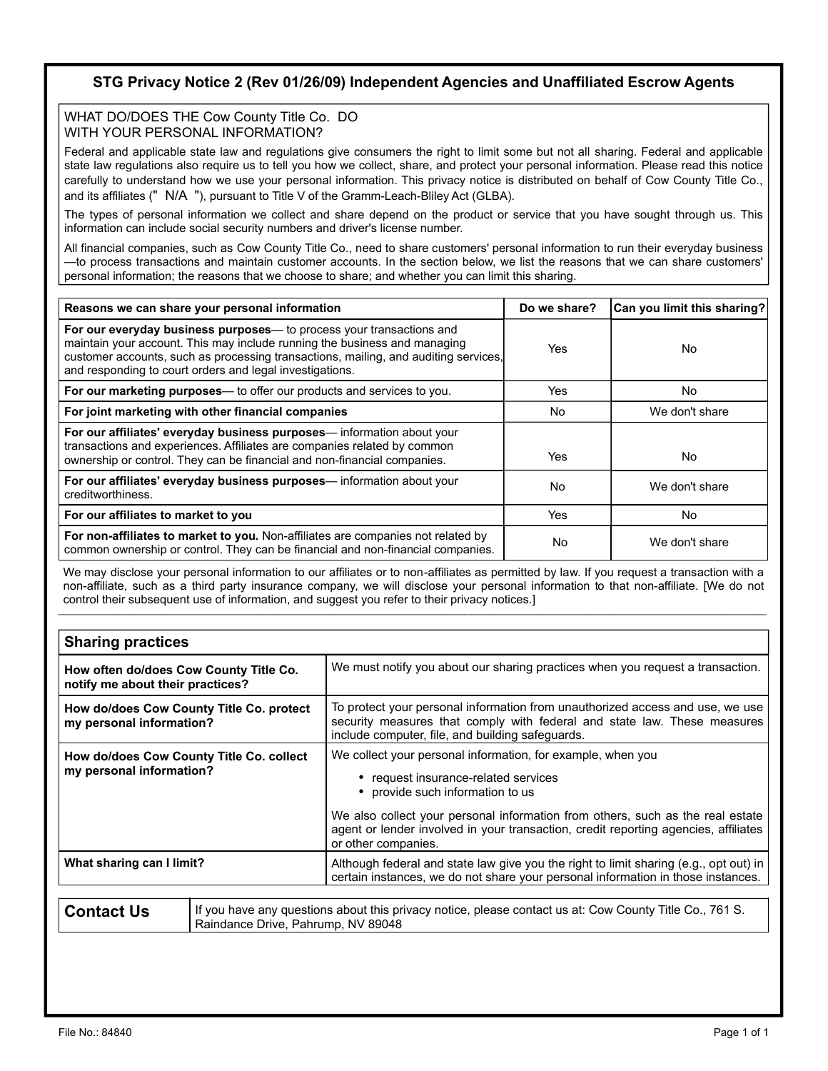# STG Privacy Notice 2 (Rev 01/26/09) Independent Agencies and Unaffiliated Escrow Agents

## WHAT DO/DOES THE Cow County Title Co. DO WITH YOUR PERSONAL INFORMATION?

Federal and applicable state law and regulations give consumers the right to limit some but not all sharing. Federal and applicable state law regulations also require us to tell you how we collect, share, and protect your personal information. Please read this notice carefully to understand how we use your personal information. This privacy notice is distributed on behalf of Cow County Title Co., and its affiliates (" N/A "), pursuant to Title V of the Gramm-Leach-Bliley Act (GLBA).

The types of personal information we collect and share depend on the product or service that you have sought through us. This information can include social security numbers and driver's license number.

All financial companies, such as Cow County Title Co., need to share customers' personal information to run their everyday business —to process transactions and maintain customer accounts. In the section below, we list the reasons that we can share customers' personal information; the reasons that we choose to share; and whether you can limit this sharing.

| Reasons we can share your personal information | Do we share? | Can you limit this sharing? |
|---|---|---|
| **For our everyday business purposes**— to process your transactions and maintain your account. This may include running the business and managing customer accounts, such as processing transactions, mailing, and auditing services, and responding to court orders and legal investigations. | Yes | No |
| **For our marketing purposes**— to offer our products and services to you. | Yes | No |
| **For joint marketing with other financial companies** | No | We don't share |
| **For our affiliates' everyday business purposes**— information about your transactions and experiences. Affiliates are companies related by common ownership or control. They can be financial and non-financial companies. | Yes | No |
| **For our affiliates' everyday business purposes**— information about your creditworthiness. | No | We don't share |
| **For our affiliates to market to you** | Yes | No |
| **For non-affiliates to market to you.** Non-affiliates are companies not related by common ownership or control. They can be financial and non-financial companies. | No | We don't share |

We may disclose your personal information to our affiliates or to non-affiliates as permitted by law. If you request a transaction with a non-affiliate, such as a third party insurance company, we will disclose your personal information to that non-affiliate. [We do not control their subsequent use of information, and suggest you refer to their privacy notices.]

## Sharing practices

| | |
|---|---|
| **How often do/does Cow County Title Co. notify me about their practices?** | We must notify you about our sharing practices when you request a transaction. |
| **How do/does Cow County Title Co. protect my personal information?** | To protect your personal information from unauthorized access and use, we use security measures that comply with federal and state law. These measures include computer, file, and building safeguards. |
| **How do/does Cow County Title Co. collect my personal information?** | We collect your personal information, for example, when you<br>• request insurance-related services<br>• provide such information to us<br><br>We also collect your personal information from others, such as the real estate agent or lender involved in your transaction, credit reporting agencies, affiliates or other companies. |
| **What sharing can I limit?** | Although federal and state law give you the right to limit sharing (e.g., opt out) in certain instances, we do not share your personal information in those instances. |

## Contact Us

If you have any questions about this privacy notice, please contact us at: Cow County Title Co., 761 S. Raindance Drive, Pahrump, NV 89048

File No.: 84840